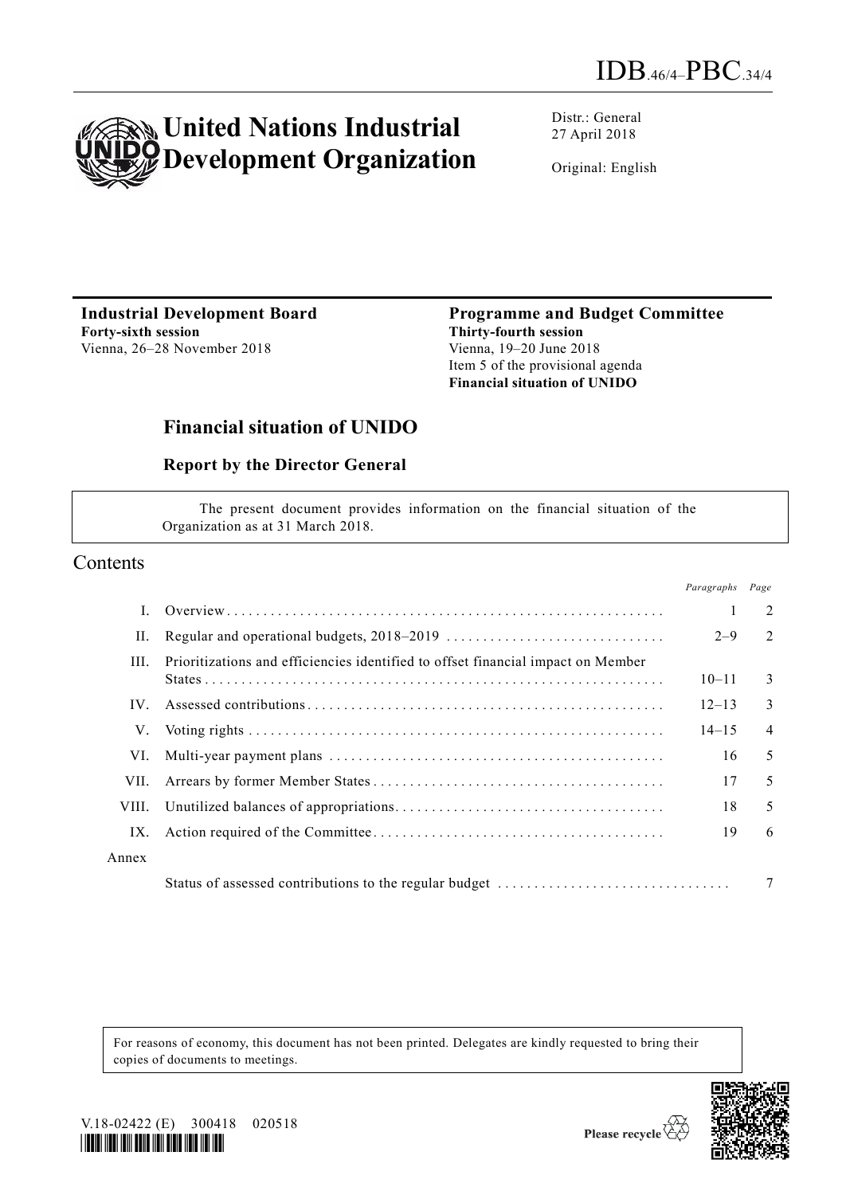IDB.46/4–PBC.34/4

# United Nations Industrial Development Organization

Distr.: General
27 April 2018

Original: English

**Industrial Development Board**
**Forty-sixth session**
Vienna, 26–28 November 2018

**Programme and Budget Committee**
**Thirty-fourth session**
Vienna, 19–20 June 2018
Item 5 of the provisional agenda
**Financial situation of UNIDO**

## Financial situation of UNIDO

### Report by the Director General

The present document provides information on the financial situation of the Organization as at 31 March 2018.

## Contents

| | | *Paragraphs* | *Page* |
|---|---|---|---|
| I. | Overview | 1 | 2 |
| II. | Regular and operational budgets, 2018–2019 | 2–9 | 2 |
| III. | Prioritizations and efficiencies identified to offset financial impact on Member States | 10–11 | 3 |
| IV. | Assessed contributions | 12–13 | 3 |
| V. | Voting rights | 14–15 | 4 |
| VI. | Multi-year payment plans | 16 | 5 |
| VII. | Arrears by former Member States | 17 | 5 |
| VIII. | Unutilized balances of appropriations | 18 | 5 |
| IX. | Action required of the Committee | 19 | 6 |
| Annex | | | |
| | Status of assessed contributions to the regular budget | | 7 |

For reasons of economy, this document has not been printed. Delegates are kindly requested to bring their copies of documents to meetings.

V.18-02422 (E) 300418 020518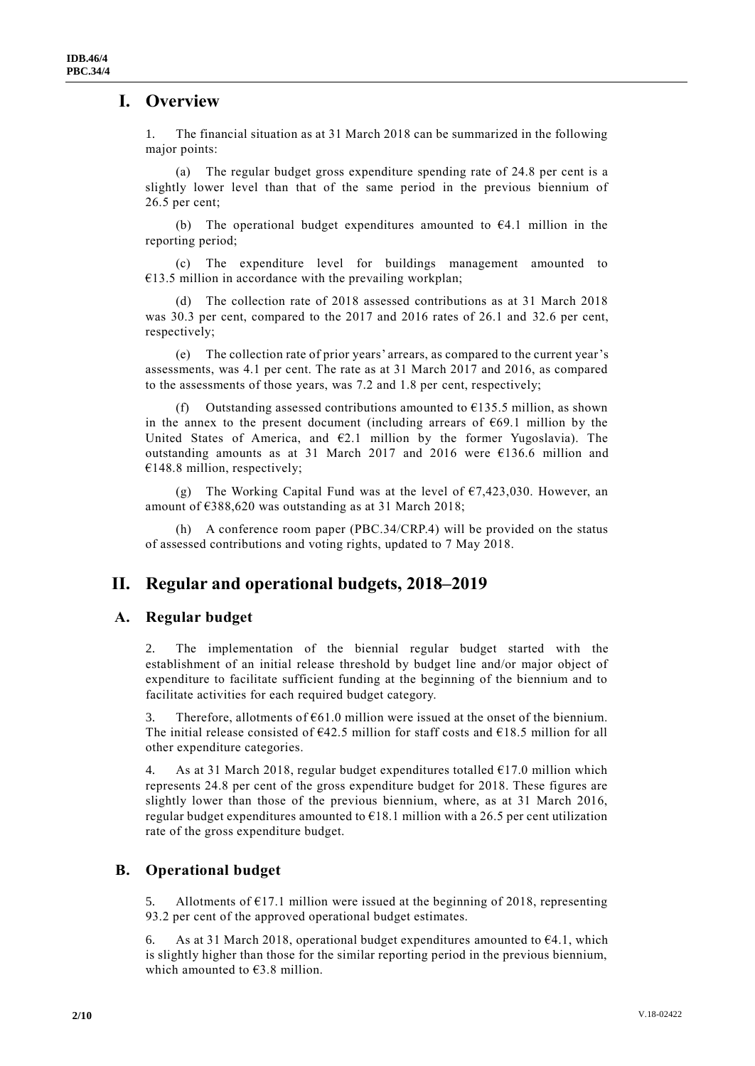# I. Overview

1. The financial situation as at 31 March 2018 can be summarized in the following major points:

(a) The regular budget gross expenditure spending rate of 24.8 per cent is a slightly lower level than that of the same period in the previous biennium of 26.5 per cent;

(b) The operational budget expenditures amounted to €4.1 million in the reporting period;

(c) The expenditure level for buildings management amounted to €13.5 million in accordance with the prevailing workplan;

(d) The collection rate of 2018 assessed contributions as at 31 March 2018 was 30.3 per cent, compared to the 2017 and 2016 rates of 26.1 and 32.6 per cent, respectively;

(e) The collection rate of prior years' arrears, as compared to the current year's assessments, was 4.1 per cent. The rate as at 31 March 2017 and 2016, as compared to the assessments of those years, was 7.2 and 1.8 per cent, respectively;

(f) Outstanding assessed contributions amounted to €135.5 million, as shown in the annex to the present document (including arrears of €69.1 million by the United States of America, and €2.1 million by the former Yugoslavia). The outstanding amounts as at 31 March 2017 and 2016 were €136.6 million and €148.8 million, respectively;

(g) The Working Capital Fund was at the level of €7,423,030. However, an amount of €388,620 was outstanding as at 31 March 2018;

(h) A conference room paper (PBC.34/CRP.4) will be provided on the status of assessed contributions and voting rights, updated to 7 May 2018.

# II. Regular and operational budgets, 2018–2019

## A. Regular budget

2. The implementation of the biennial regular budget started with the establishment of an initial release threshold by budget line and/or major object of expenditure to facilitate sufficient funding at the beginning of the biennium and to facilitate activities for each required budget category.

3. Therefore, allotments of €61.0 million were issued at the onset of the biennium. The initial release consisted of €42.5 million for staff costs and €18.5 million for all other expenditure categories.

4. As at 31 March 2018, regular budget expenditures totalled €17.0 million which represents 24.8 per cent of the gross expenditure budget for 2018. These figures are slightly lower than those of the previous biennium, where, as at 31 March 2016, regular budget expenditures amounted to €18.1 million with a 26.5 per cent utilization rate of the gross expenditure budget.

## B. Operational budget

5. Allotments of €17.1 million were issued at the beginning of 2018, representing 93.2 per cent of the approved operational budget estimates.

6. As at 31 March 2018, operational budget expenditures amounted to €4.1, which is slightly higher than those for the similar reporting period in the previous biennium, which amounted to €3.8 million.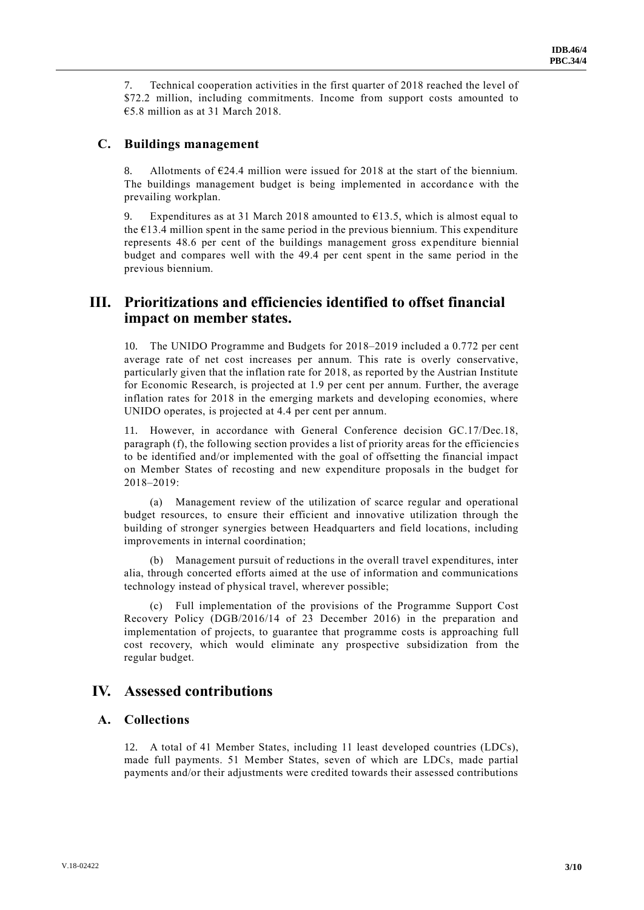7. Technical cooperation activities in the first quarter of 2018 reached the level of $72.2 million, including commitments. Income from support costs amounted to €5.8 million as at 31 March 2018.

## C. Buildings management

8. Allotments of €24.4 million were issued for 2018 at the start of the biennium. The buildings management budget is being implemented in accordance with the prevailing workplan.

9. Expenditures as at 31 March 2018 amounted to €13.5, which is almost equal to the €13.4 million spent in the same period in the previous biennium. This expenditure represents 48.6 per cent of the buildings management gross expenditure biennial budget and compares well with the 49.4 per cent spent in the same period in the previous biennium.

# III. Prioritizations and efficiencies identified to offset financial impact on member states.

10. The UNIDO Programme and Budgets for 2018–2019 included a 0.772 per cent average rate of net cost increases per annum. This rate is overly conservative, particularly given that the inflation rate for 2018, as reported by the Austrian Institute for Economic Research, is projected at 1.9 per cent per annum. Further, the average inflation rates for 2018 in the emerging markets and developing economies, where UNIDO operates, is projected at 4.4 per cent per annum.

11. However, in accordance with General Conference decision GC.17/Dec.18, paragraph (f), the following section provides a list of priority areas for the efficiencies to be identified and/or implemented with the goal of offsetting the financial impact on Member States of recosting and new expenditure proposals in the budget for 2018–2019:

(a) Management review of the utilization of scarce regular and operational budget resources, to ensure their efficient and innovative utilization through the building of stronger synergies between Headquarters and field locations, including improvements in internal coordination;

(b) Management pursuit of reductions in the overall travel expenditures, inter alia, through concerted efforts aimed at the use of information and communications technology instead of physical travel, wherever possible;

(c) Full implementation of the provisions of the Programme Support Cost Recovery Policy (DGB/2016/14 of 23 December 2016) in the preparation and implementation of projects, to guarantee that programme costs is approaching full cost recovery, which would eliminate any prospective subsidization from the regular budget.

# IV. Assessed contributions

## A. Collections

12. A total of 41 Member States, including 11 least developed countries (LDCs), made full payments. 51 Member States, seven of which are LDCs, made partial payments and/or their adjustments were credited towards their assessed contributions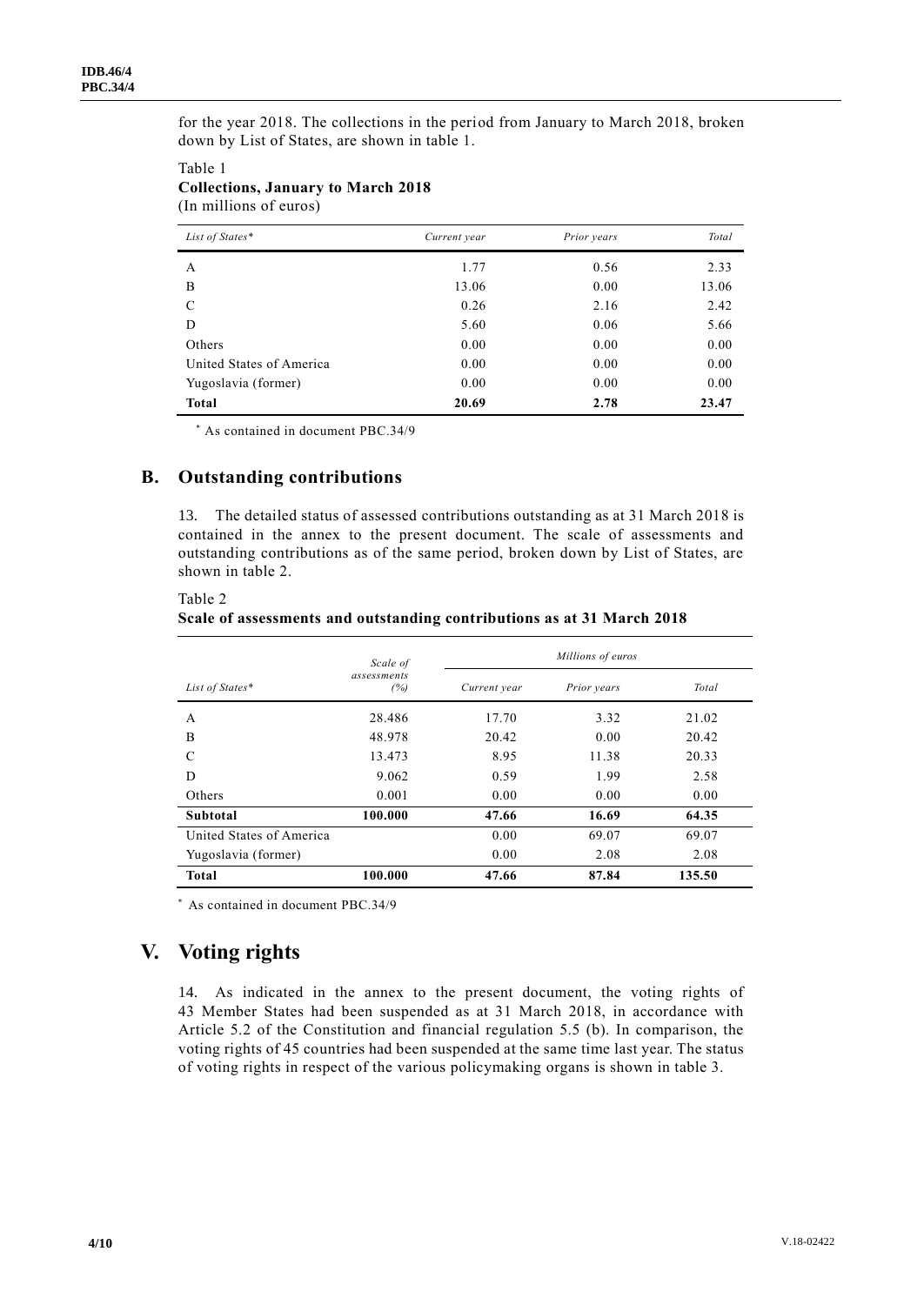for the year 2018. The collections in the period from January to March 2018, broken down by List of States, are shown in table 1.

Table 1
**Collections, January to March 2018**
(In millions of euros)

| *List of States** | *Current year* | *Prior years* | *Total* |
|---|---|---|---|
| A | 1.77 | 0.56 | 2.33 |
| B | 13.06 | 0.00 | 13.06 |
| C | 0.26 | 2.16 | 2.42 |
| D | 5.60 | 0.06 | 5.66 |
| Others | 0.00 | 0.00 | 0.00 |
| United States of America | 0.00 | 0.00 | 0.00 |
| Yugoslavia (former) | 0.00 | 0.00 | 0.00 |
| **Total** | **20.69** | **2.78** | **23.47** |

\* As contained in document PBC.34/9

## B. Outstanding contributions

13. The detailed status of assessed contributions outstanding as at 31 March 2018 is contained in the annex to the present document. The scale of assessments and outstanding contributions as of the same period, broken down by List of States, are shown in table 2.

Table 2
**Scale of assessments and outstanding contributions as at 31 March 2018**

| *List of States** | *Scale of assessments (%)* | *Millions of euros* | | |
|---|---|---|---|---|
| | | *Current year* | *Prior years* | *Total* |
| A | 28.486 | 17.70 | 3.32 | 21.02 |
| B | 48.978 | 20.42 | 0.00 | 20.42 |
| C | 13.473 | 8.95 | 11.38 | 20.33 |
| D | 9.062 | 0.59 | 1.99 | 2.58 |
| Others | 0.001 | 0.00 | 0.00 | 0.00 |
| **Subtotal** | **100.000** | **47.66** | **16.69** | **64.35** |
| United States of America | | 0.00 | 69.07 | 69.07 |
| Yugoslavia (former) | | 0.00 | 2.08 | 2.08 |
| **Total** | **100.000** | **47.66** | **87.84** | **135.50** |

\* As contained in document PBC.34/9

# V. Voting rights

14. As indicated in the annex to the present document, the voting rights of 43 Member States had been suspended as at 31 March 2018, in accordance with Article 5.2 of the Constitution and financial regulation 5.5 (b). In comparison, the voting rights of 45 countries had been suspended at the same time last year. The status of voting rights in respect of the various policymaking organs is shown in table 3.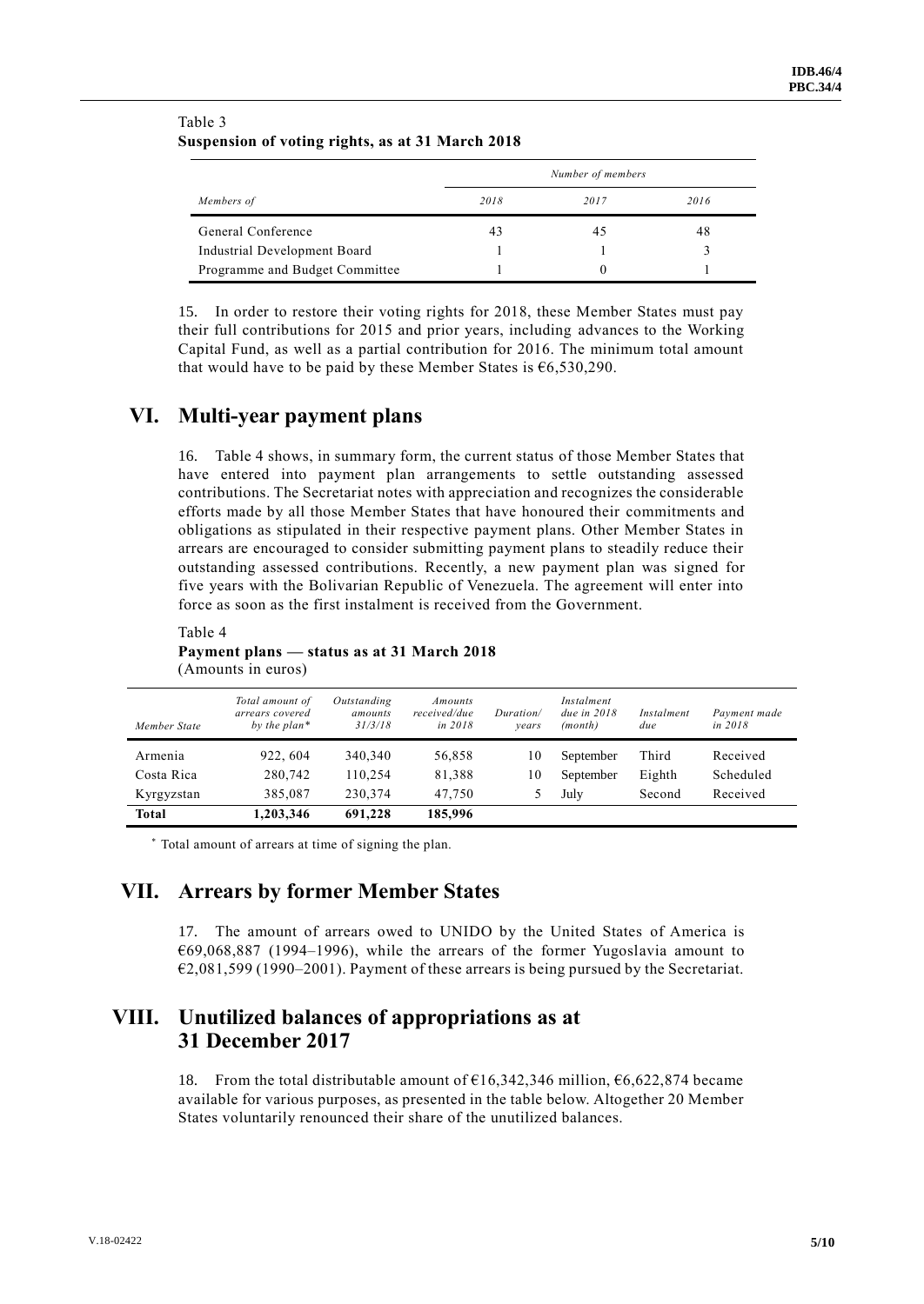Table 3
**Suspension of voting rights, as at 31 March 2018**

| | *Number of members* | | |
|---|---|---|---|
| *Members of* | *2018* | *2017* | *2016* |
| General Conference | 43 | 45 | 48 |
| Industrial Development Board | 1 | 1 | 3 |
| Programme and Budget Committee | 1 | 0 | 1 |

15. In order to restore their voting rights for 2018, these Member States must pay their full contributions for 2015 and prior years, including advances to the Working Capital Fund, as well as a partial contribution for 2016. The minimum total amount that would have to be paid by these Member States is €6,530,290.

## VI. Multi-year payment plans

16. Table 4 shows, in summary form, the current status of those Member States that have entered into payment plan arrangements to settle outstanding assessed contributions. The Secretariat notes with appreciation and recognizes the considerable efforts made by all those Member States that have honoured their commitments and obligations as stipulated in their respective payment plans. Other Member States in arrears are encouraged to consider submitting payment plans to steadily reduce their outstanding assessed contributions. Recently, a new payment plan was signed for five years with the Bolivarian Republic of Venezuela. The agreement will enter into force as soon as the first instalment is received from the Government.

Table 4
**Payment plans — status as at 31 March 2018**
(Amounts in euros)

| *Member State* | *Total amount of arrears covered by the plan\** | *Outstanding amounts 31/3/18* | *Amounts received/due in 2018* | *Duration/ years* | *Instalment due in 2018 (month)* | *Instalment due* | *Payment made in 2018* |
|---|---|---|---|---|---|---|---|
| Armenia | 922, 604 | 340,340 | 56,858 | 10 | September | Third | Received |
| Costa Rica | 280,742 | 110,254 | 81,388 | 10 | September | Eighth | Scheduled |
| Kyrgyzstan | 385,087 | 230,374 | 47,750 | 5 | July | Second | Received |
| **Total** | **1,203,346** | **691,228** | **185,996** | | | | |

\* Total amount of arrears at time of signing the plan.

## VII. Arrears by former Member States

17. The amount of arrears owed to UNIDO by the United States of America is €69,068,887 (1994–1996), while the arrears of the former Yugoslavia amount to €2,081,599 (1990–2001). Payment of these arrears is being pursued by the Secretariat.

## VIII. Unutilized balances of appropriations as at 31 December 2017

18. From the total distributable amount of €16,342,346 million, €6,622,874 became available for various purposes, as presented in the table below. Altogether 20 Member States voluntarily renounced their share of the unutilized balances.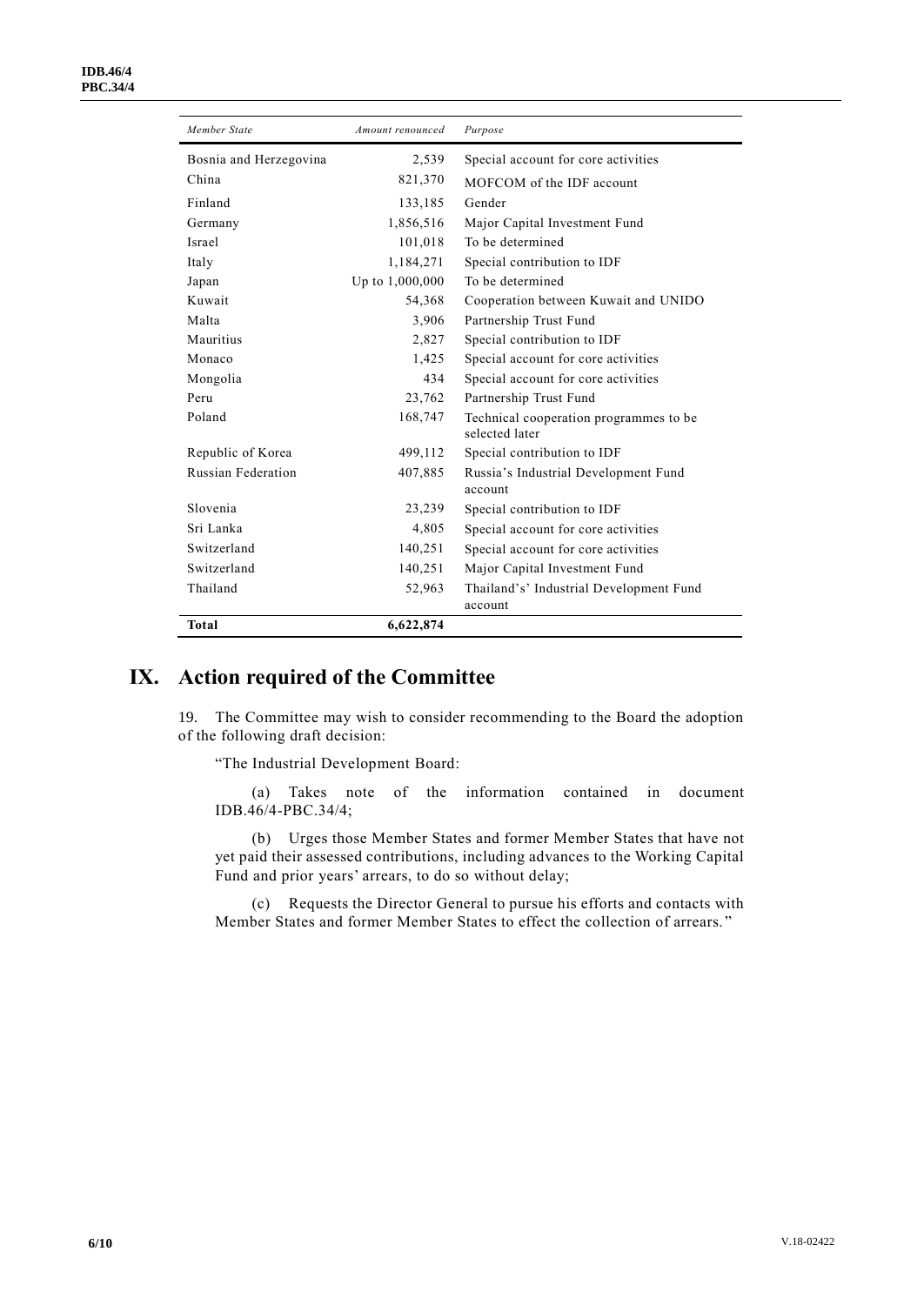| *Member State* | *Amount renounced* | *Purpose* |
| --- | --- | --- |
| Bosnia and Herzegovina | 2,539 | Special account for core activities |
| China | 821,370 | MOFCOM of the IDF account |
| Finland | 133,185 | Gender |
| Germany | 1,856,516 | Major Capital Investment Fund |
| Israel | 101,018 | To be determined |
| Italy | 1,184,271 | Special contribution to IDF |
| Japan | Up to 1,000,000 | To be determined |
| Kuwait | 54,368 | Cooperation between Kuwait and UNIDO |
| Malta | 3,906 | Partnership Trust Fund |
| Mauritius | 2,827 | Special contribution to IDF |
| Monaco | 1,425 | Special account for core activities |
| Mongolia | 434 | Special account for core activities |
| Peru | 23,762 | Partnership Trust Fund |
| Poland | 168,747 | Technical cooperation programmes to be selected later |
| Republic of Korea | 499,112 | Special contribution to IDF |
| Russian Federation | 407,885 | Russia's Industrial Development Fund account |
| Slovenia | 23,239 | Special contribution to IDF |
| Sri Lanka | 4,805 | Special account for core activities |
| Switzerland | 140,251 | Special account for core activities |
| Switzerland | 140,251 | Major Capital Investment Fund |
| Thailand | 52,963 | Thailand's' Industrial Development Fund account |
| **Total** | **6,622,874** | |

# IX. Action required of the Committee

19. The Committee may wish to consider recommending to the Board the adoption of the following draft decision:

"The Industrial Development Board:

(a) Takes note of the information contained in document IDB.46/4-PBC.34/4;

(b) Urges those Member States and former Member States that have not yet paid their assessed contributions, including advances to the Working Capital Fund and prior years' arrears, to do so without delay;

(c) Requests the Director General to pursue his efforts and contacts with Member States and former Member States to effect the collection of arrears."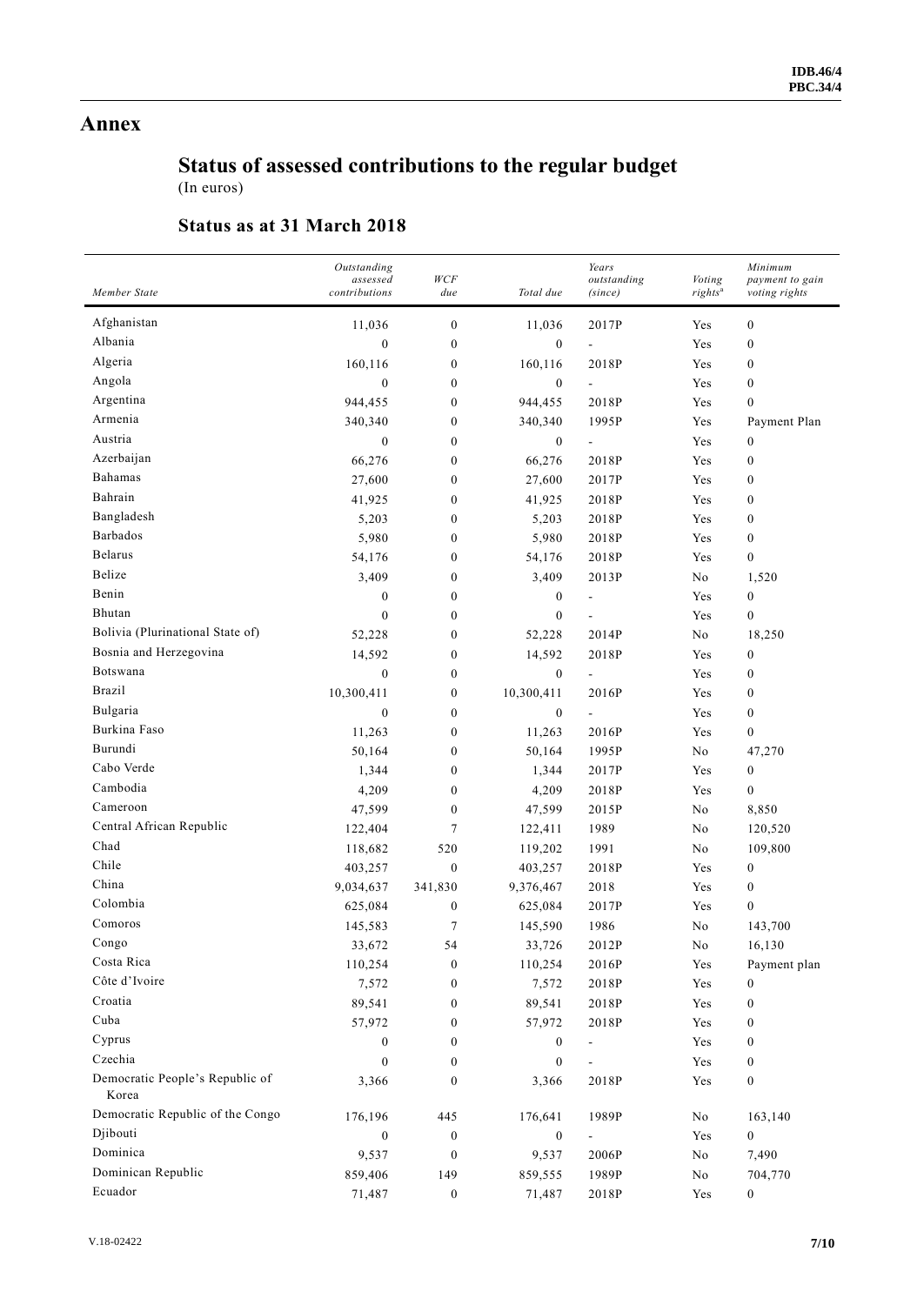# Annex

## Status of assessed contributions to the regular budget

(In euros)

### Status as at 31 March 2018

| *Member State* | *Outstanding assessed contributions* | *WCF due* | *Total due* | *Years outstanding (since)* | *Voting rights*[a] | *Minimum payment to gain voting rights* |
|---|---|---|---|---|---|---|
| Afghanistan | 11,036 | 0 | 11,036 | 2017P | Yes | 0 |
| Albania | 0 | 0 | 0 | - | Yes | 0 |
| Algeria | 160,116 | 0 | 160,116 | 2018P | Yes | 0 |
| Angola | 0 | 0 | 0 | - | Yes | 0 |
| Argentina | 944,455 | 0 | 944,455 | 2018P | Yes | 0 |
| Armenia | 340,340 | 0 | 340,340 | 1995P | Yes | Payment Plan |
| Austria | 0 | 0 | 0 | - | Yes | 0 |
| Azerbaijan | 66,276 | 0 | 66,276 | 2018P | Yes | 0 |
| Bahamas | 27,600 | 0 | 27,600 | 2017P | Yes | 0 |
| Bahrain | 41,925 | 0 | 41,925 | 2018P | Yes | 0 |
| Bangladesh | 5,203 | 0 | 5,203 | 2018P | Yes | 0 |
| Barbados | 5,980 | 0 | 5,980 | 2018P | Yes | 0 |
| Belarus | 54,176 | 0 | 54,176 | 2018P | Yes | 0 |
| Belize | 3,409 | 0 | 3,409 | 2013P | No | 1,520 |
| Benin | 0 | 0 | 0 | - | Yes | 0 |
| Bhutan | 0 | 0 | 0 | - | Yes | 0 |
| Bolivia (Plurinational State of) | 52,228 | 0 | 52,228 | 2014P | No | 18,250 |
| Bosnia and Herzegovina | 14,592 | 0 | 14,592 | 2018P | Yes | 0 |
| Botswana | 0 | 0 | 0 | - | Yes | 0 |
| Brazil | 10,300,411 | 0 | 10,300,411 | 2016P | Yes | 0 |
| Bulgaria | 0 | 0 | 0 | - | Yes | 0 |
| Burkina Faso | 11,263 | 0 | 11,263 | 2016P | Yes | 0 |
| Burundi | 50,164 | 0 | 50,164 | 1995P | No | 47,270 |
| Cabo Verde | 1,344 | 0 | 1,344 | 2017P | Yes | 0 |
| Cambodia | 4,209 | 0 | 4,209 | 2018P | Yes | 0 |
| Cameroon | 47,599 | 0 | 47,599 | 2015P | No | 8,850 |
| Central African Republic | 122,404 | 7 | 122,411 | 1989 | No | 120,520 |
| Chad | 118,682 | 520 | 119,202 | 1991 | No | 109,800 |
| Chile | 403,257 | 0 | 403,257 | 2018P | Yes | 0 |
| China | 9,034,637 | 341,830 | 9,376,467 | 2018 | Yes | 0 |
| Colombia | 625,084 | 0 | 625,084 | 2017P | Yes | 0 |
| Comoros | 145,583 | 7 | 145,590 | 1986 | No | 143,700 |
| Congo | 33,672 | 54 | 33,726 | 2012P | No | 16,130 |
| Costa Rica | 110,254 | 0 | 110,254 | 2016P | Yes | Payment plan |
| Côte d'Ivoire | 7,572 | 0 | 7,572 | 2018P | Yes | 0 |
| Croatia | 89,541 | 0 | 89,541 | 2018P | Yes | 0 |
| Cuba | 57,972 | 0 | 57,972 | 2018P | Yes | 0 |
| Cyprus | 0 | 0 | 0 | - | Yes | 0 |
| Czechia | 0 | 0 | 0 | - | Yes | 0 |
| Democratic People's Republic of Korea | 3,366 | 0 | 3,366 | 2018P | Yes | 0 |
| Democratic Republic of the Congo | 176,196 | 445 | 176,641 | 1989P | No | 163,140 |
| Djibouti | 0 | 0 | 0 | - | Yes | 0 |
| Dominica | 9,537 | 0 | 9,537 | 2006P | No | 7,490 |
| Dominican Republic | 859,406 | 149 | 859,555 | 1989P | No | 704,770 |
| Ecuador | 71,487 | 0 | 71,487 | 2018P | Yes | 0 |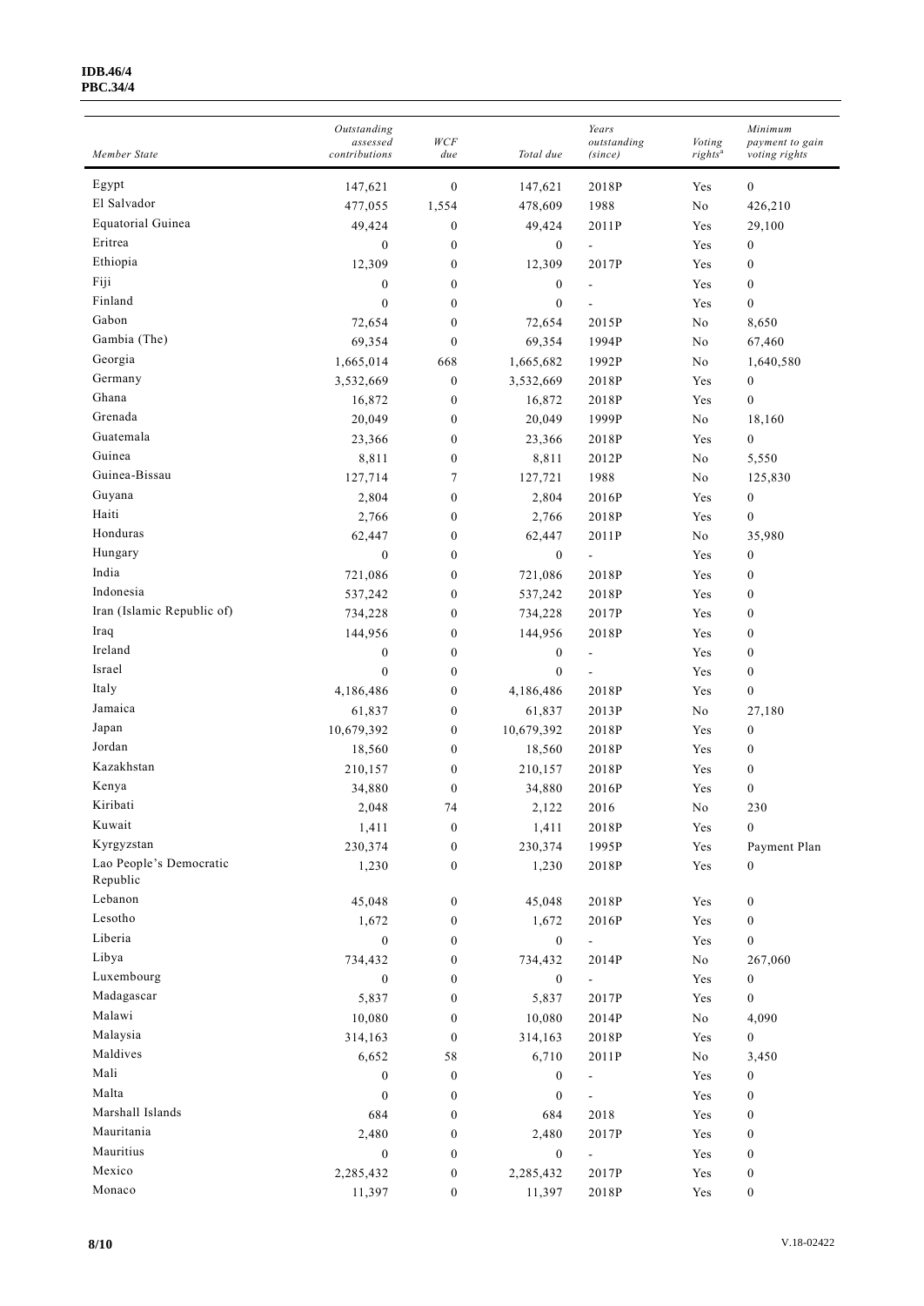| Member State | Outstanding assessed contributions | WCF due | Total due | Years outstanding (since) | Voting rights[a] | Minimum payment to gain voting rights |
|---|---|---|---|---|---|---|
| Egypt | 147,621 | 0 | 147,621 | 2018P | Yes | 0 |
| El Salvador | 477,055 | 1,554 | 478,609 | 1988 | No | 426,210 |
| Equatorial Guinea | 49,424 | 0 | 49,424 | 2011P | Yes | 29,100 |
| Eritrea | 0 | 0 | 0 | - | Yes | 0 |
| Ethiopia | 12,309 | 0 | 12,309 | 2017P | Yes | 0 |
| Fiji | 0 | 0 | 0 | - | Yes | 0 |
| Finland | 0 | 0 | 0 | - | Yes | 0 |
| Gabon | 72,654 | 0 | 72,654 | 2015P | No | 8,650 |
| Gambia (The) | 69,354 | 0 | 69,354 | 1994P | No | 67,460 |
| Georgia | 1,665,014 | 668 | 1,665,682 | 1992P | No | 1,640,580 |
| Germany | 3,532,669 | 0 | 3,532,669 | 2018P | Yes | 0 |
| Ghana | 16,872 | 0 | 16,872 | 2018P | Yes | 0 |
| Grenada | 20,049 | 0 | 20,049 | 1999P | No | 18,160 |
| Guatemala | 23,366 | 0 | 23,366 | 2018P | Yes | 0 |
| Guinea | 8,811 | 0 | 8,811 | 2012P | No | 5,550 |
| Guinea-Bissau | 127,714 | 7 | 127,721 | 1988 | No | 125,830 |
| Guyana | 2,804 | 0 | 2,804 | 2016P | Yes | 0 |
| Haiti | 2,766 | 0 | 2,766 | 2018P | Yes | 0 |
| Honduras | 62,447 | 0 | 62,447 | 2011P | No | 35,980 |
| Hungary | 0 | 0 | 0 | - | Yes | 0 |
| India | 721,086 | 0 | 721,086 | 2018P | Yes | 0 |
| Indonesia | 537,242 | 0 | 537,242 | 2018P | Yes | 0 |
| Iran (Islamic Republic of) | 734,228 | 0 | 734,228 | 2017P | Yes | 0 |
| Iraq | 144,956 | 0 | 144,956 | 2018P | Yes | 0 |
| Ireland | 0 | 0 | 0 | - | Yes | 0 |
| Israel | 0 | 0 | 0 | - | Yes | 0 |
| Italy | 4,186,486 | 0 | 4,186,486 | 2018P | Yes | 0 |
| Jamaica | 61,837 | 0 | 61,837 | 2013P | No | 27,180 |
| Japan | 10,679,392 | 0 | 10,679,392 | 2018P | Yes | 0 |
| Jordan | 18,560 | 0 | 18,560 | 2018P | Yes | 0 |
| Kazakhstan | 210,157 | 0 | 210,157 | 2018P | Yes | 0 |
| Kenya | 34,880 | 0 | 34,880 | 2016P | Yes | 0 |
| Kiribati | 2,048 | 74 | 2,122 | 2016 | No | 230 |
| Kuwait | 1,411 | 0 | 1,411 | 2018P | Yes | 0 |
| Kyrgyzstan | 230,374 | 0 | 230,374 | 1995P | Yes | Payment Plan |
| Lao People's Democratic Republic | 1,230 | 0 | 1,230 | 2018P | Yes | 0 |
| Lebanon | 45,048 | 0 | 45,048 | 2018P | Yes | 0 |
| Lesotho | 1,672 | 0 | 1,672 | 2016P | Yes | 0 |
| Liberia | 0 | 0 | 0 | - | Yes | 0 |
| Libya | 734,432 | 0 | 734,432 | 2014P | No | 267,060 |
| Luxembourg | 0 | 0 | 0 | - | Yes | 0 |
| Madagascar | 5,837 | 0 | 5,837 | 2017P | Yes | 0 |
| Malawi | 10,080 | 0 | 10,080 | 2014P | No | 4,090 |
| Malaysia | 314,163 | 0 | 314,163 | 2018P | Yes | 0 |
| Maldives | 6,652 | 58 | 6,710 | 2011P | No | 3,450 |
| Mali | 0 | 0 | 0 | - | Yes | 0 |
| Malta | 0 | 0 | 0 | - | Yes | 0 |
| Marshall Islands | 684 | 0 | 684 | 2018 | Yes | 0 |
| Mauritania | 2,480 | 0 | 2,480 | 2017P | Yes | 0 |
| Mauritius | 0 | 0 | 0 | - | Yes | 0 |
| Mexico | 2,285,432 | 0 | 2,285,432 | 2017P | Yes | 0 |
| Monaco | 11,397 | 0 | 11,397 | 2018P | Yes | 0 |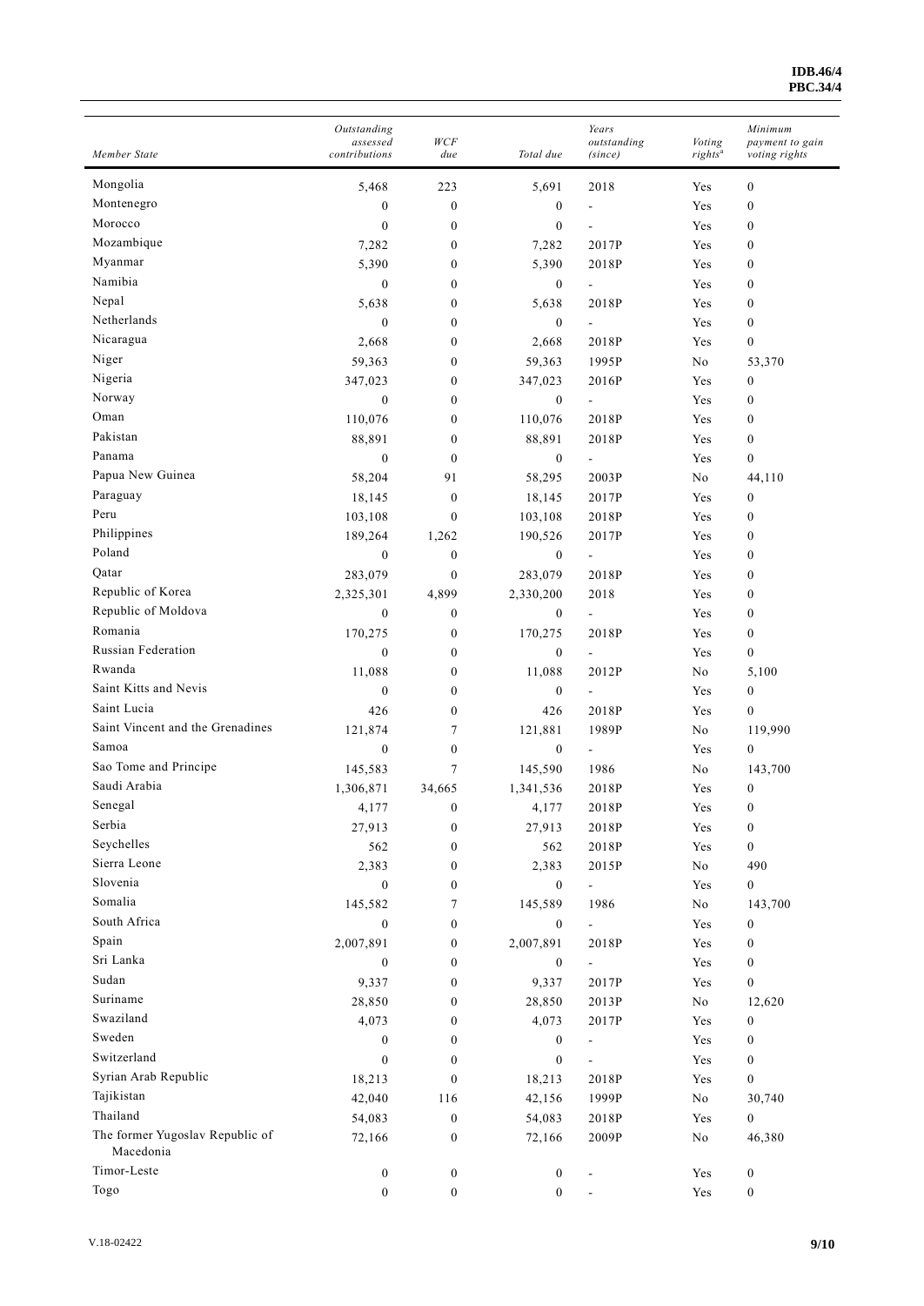| Member State | Outstanding assessed contributions | WCF due | Total due | Years outstanding (since) | Voting rights[a] | Minimum payment to gain voting rights |
|---|---|---|---|---|---|---|
| Mongolia | 5,468 | 223 | 5,691 | 2018 | Yes | 0 |
| Montenegro | 0 | 0 | 0 | - | Yes | 0 |
| Morocco | 0 | 0 | 0 | - | Yes | 0 |
| Mozambique | 7,282 | 0 | 7,282 | 2017P | Yes | 0 |
| Myanmar | 5,390 | 0 | 5,390 | 2018P | Yes | 0 |
| Namibia | 0 | 0 | 0 | - | Yes | 0 |
| Nepal | 5,638 | 0 | 5,638 | 2018P | Yes | 0 |
| Netherlands | 0 | 0 | 0 | - | Yes | 0 |
| Nicaragua | 2,668 | 0 | 2,668 | 2018P | Yes | 0 |
| Niger | 59,363 | 0 | 59,363 | 1995P | No | 53,370 |
| Nigeria | 347,023 | 0 | 347,023 | 2016P | Yes | 0 |
| Norway | 0 | 0 | 0 | - | Yes | 0 |
| Oman | 110,076 | 0 | 110,076 | 2018P | Yes | 0 |
| Pakistan | 88,891 | 0 | 88,891 | 2018P | Yes | 0 |
| Panama | 0 | 0 | 0 | - | Yes | 0 |
| Papua New Guinea | 58,204 | 91 | 58,295 | 2003P | No | 44,110 |
| Paraguay | 18,145 | 0 | 18,145 | 2017P | Yes | 0 |
| Peru | 103,108 | 0 | 103,108 | 2018P | Yes | 0 |
| Philippines | 189,264 | 1,262 | 190,526 | 2017P | Yes | 0 |
| Poland | 0 | 0 | 0 | - | Yes | 0 |
| Qatar | 283,079 | 0 | 283,079 | 2018P | Yes | 0 |
| Republic of Korea | 2,325,301 | 4,899 | 2,330,200 | 2018 | Yes | 0 |
| Republic of Moldova | 0 | 0 | 0 | - | Yes | 0 |
| Romania | 170,275 | 0 | 170,275 | 2018P | Yes | 0 |
| Russian Federation | 0 | 0 | 0 | - | Yes | 0 |
| Rwanda | 11,088 | 0 | 11,088 | 2012P | No | 5,100 |
| Saint Kitts and Nevis | 0 | 0 | 0 | - | Yes | 0 |
| Saint Lucia | 426 | 0 | 426 | 2018P | Yes | 0 |
| Saint Vincent and the Grenadines | 121,874 | 7 | 121,881 | 1989P | No | 119,990 |
| Samoa | 0 | 0 | 0 | - | Yes | 0 |
| Sao Tome and Principe | 145,583 | 7 | 145,590 | 1986 | No | 143,700 |
| Saudi Arabia | 1,306,871 | 34,665 | 1,341,536 | 2018P | Yes | 0 |
| Senegal | 4,177 | 0 | 4,177 | 2018P | Yes | 0 |
| Serbia | 27,913 | 0 | 27,913 | 2018P | Yes | 0 |
| Seychelles | 562 | 0 | 562 | 2018P | Yes | 0 |
| Sierra Leone | 2,383 | 0 | 2,383 | 2015P | No | 490 |
| Slovenia | 0 | 0 | 0 | - | Yes | 0 |
| Somalia | 145,582 | 7 | 145,589 | 1986 | No | 143,700 |
| South Africa | 0 | 0 | 0 | - | Yes | 0 |
| Spain | 2,007,891 | 0 | 2,007,891 | 2018P | Yes | 0 |
| Sri Lanka | 0 | 0 | 0 | - | Yes | 0 |
| Sudan | 9,337 | 0 | 9,337 | 2017P | Yes | 0 |
| Suriname | 28,850 | 0 | 28,850 | 2013P | No | 12,620 |
| Swaziland | 4,073 | 0 | 4,073 | 2017P | Yes | 0 |
| Sweden | 0 | 0 | 0 | - | Yes | 0 |
| Switzerland | 0 | 0 | 0 | - | Yes | 0 |
| Syrian Arab Republic | 18,213 | 0 | 18,213 | 2018P | Yes | 0 |
| Tajikistan | 42,040 | 116 | 42,156 | 1999P | No | 30,740 |
| Thailand | 54,083 | 0 | 54,083 | 2018P | Yes | 0 |
| The former Yugoslav Republic of Macedonia | 72,166 | 0 | 72,166 | 2009P | No | 46,380 |
| Timor-Leste | 0 | 0 | 0 | - | Yes | 0 |
| Togo | 0 | 0 | 0 | - | Yes | 0 |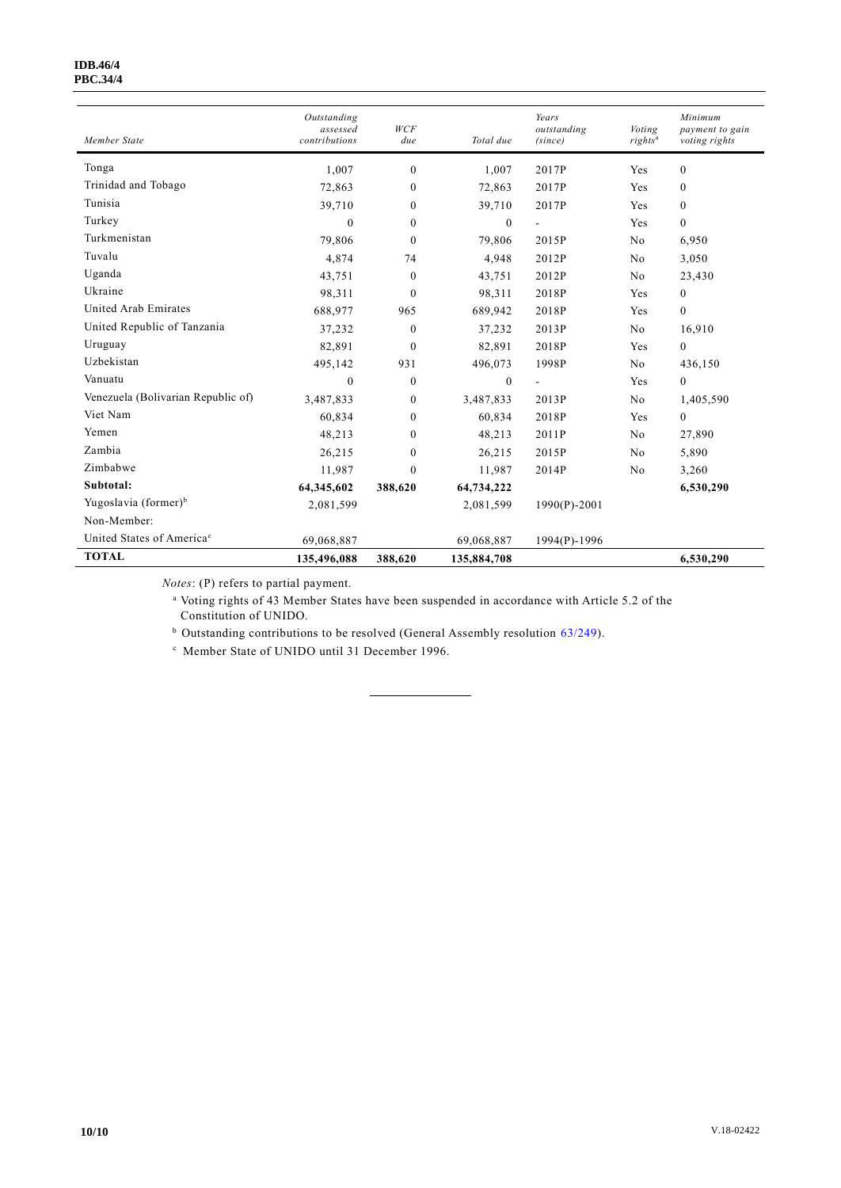| Member State | Outstanding assessed contributions | WCF due | Total due | Years outstanding (since) | Voting rights[a] | Minimum payment to gain voting rights |
|---|---|---|---|---|---|---|
| Tonga | 1,007 | 0 | 1,007 | 2017P | Yes | 0 |
| Trinidad and Tobago | 72,863 | 0 | 72,863 | 2017P | Yes | 0 |
| Tunisia | 39,710 | 0 | 39,710 | 2017P | Yes | 0 |
| Turkey | 0 | 0 | 0 | - | Yes | 0 |
| Turkmenistan | 79,806 | 0 | 79,806 | 2015P | No | 6,950 |
| Tuvalu | 4,874 | 74 | 4,948 | 2012P | No | 3,050 |
| Uganda | 43,751 | 0 | 43,751 | 2012P | No | 23,430 |
| Ukraine | 98,311 | 0 | 98,311 | 2018P | Yes | 0 |
| United Arab Emirates | 688,977 | 965 | 689,942 | 2018P | Yes | 0 |
| United Republic of Tanzania | 37,232 | 0 | 37,232 | 2013P | No | 16,910 |
| Uruguay | 82,891 | 0 | 82,891 | 2018P | Yes | 0 |
| Uzbekistan | 495,142 | 931 | 496,073 | 1998P | No | 436,150 |
| Vanuatu | 0 | 0 | 0 | - | Yes | 0 |
| Venezuela (Bolivarian Republic of) | 3,487,833 | 0 | 3,487,833 | 2013P | No | 1,405,590 |
| Viet Nam | 60,834 | 0 | 60,834 | 2018P | Yes | 0 |
| Yemen | 48,213 | 0 | 48,213 | 2011P | No | 27,890 |
| Zambia | 26,215 | 0 | 26,215 | 2015P | No | 5,890 |
| Zimbabwe | 11,987 | 0 | 11,987 | 2014P | No | 3,260 |
| **Subtotal:** | **64,345,602** | **388,620** | **64,734,222** | | | **6,530,290** |
| Yugoslavia (former)[b] | 2,081,599 | | 2,081,599 | 1990(P)-2001 | | |
| Non-Member: | | | | | | |
| United States of America[c] | 69,068,887 | | 69,068,887 | 1994(P)-1996 | | |
| **TOTAL** | **135,496,088** | **388,620** | **135,884,708** | | | **6,530,290** |

*Notes*: (P) refers to partial payment.

[a] Voting rights of 43 Member States have been suspended in accordance with Article 5.2 of the Constitution of UNIDO.

[b] Outstanding contributions to be resolved (General Assembly resolution 63/249).

[c] Member State of UNIDO until 31 December 1996.